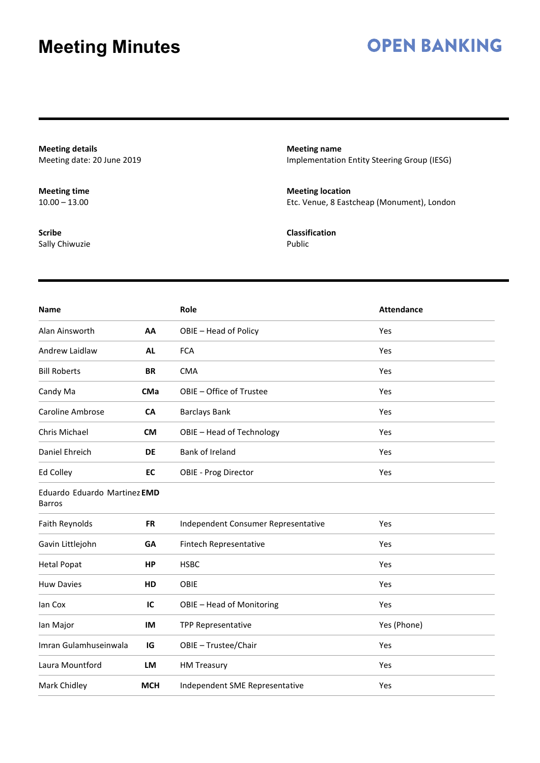# Meeting Minutes

**OPEN BANKING**

**Meeting details**
Meeting date: 20 June 2019

**Meeting name**
Implementation Entity Steering Group (IESG)

**Meeting time**
10.00 – 13.00

**Meeting location**
Etc. Venue, 8 Eastcheap (Monument), London

**Scribe**
Sally Chiwuzie

**Classification**
Public

| Name | | Role | Attendance |
|---|---|---|---|
| Alan Ainsworth | **AA** | OBIE – Head of Policy | Yes |
| Andrew Laidlaw | **AL** | FCA | Yes |
| Bill Roberts | **BR** | CMA | Yes |
| Candy Ma | **CMa** | OBIE – Office of Trustee | Yes |
| Caroline Ambrose | **CA** | Barclays Bank | Yes |
| Chris Michael | **CM** | OBIE – Head of Technology | Yes |
| Daniel Ehreich | **DE** | Bank of Ireland | Yes |
| Ed Colley | **EC** | OBIE - Prog Director | Yes |
| Eduardo Eduardo Martinez Barros | **EMD** | | |
| Faith Reynolds | **FR** | Independent Consumer Representative | Yes |
| Gavin Littlejohn | **GA** | Fintech Representative | Yes |
| Hetal Popat | **HP** | HSBC | Yes |
| Huw Davies | **HD** | OBIE | Yes |
| Ian Cox | **IC** | OBIE – Head of Monitoring | Yes |
| Ian Major | **IM** | TPP Representative | Yes (Phone) |
| Imran Gulamhuseinwala | **IG** | OBIE – Trustee/Chair | Yes |
| Laura Mountford | **LM** | HM Treasury | Yes |
| Mark Chidley | **MCH** | Independent SME Representative | Yes |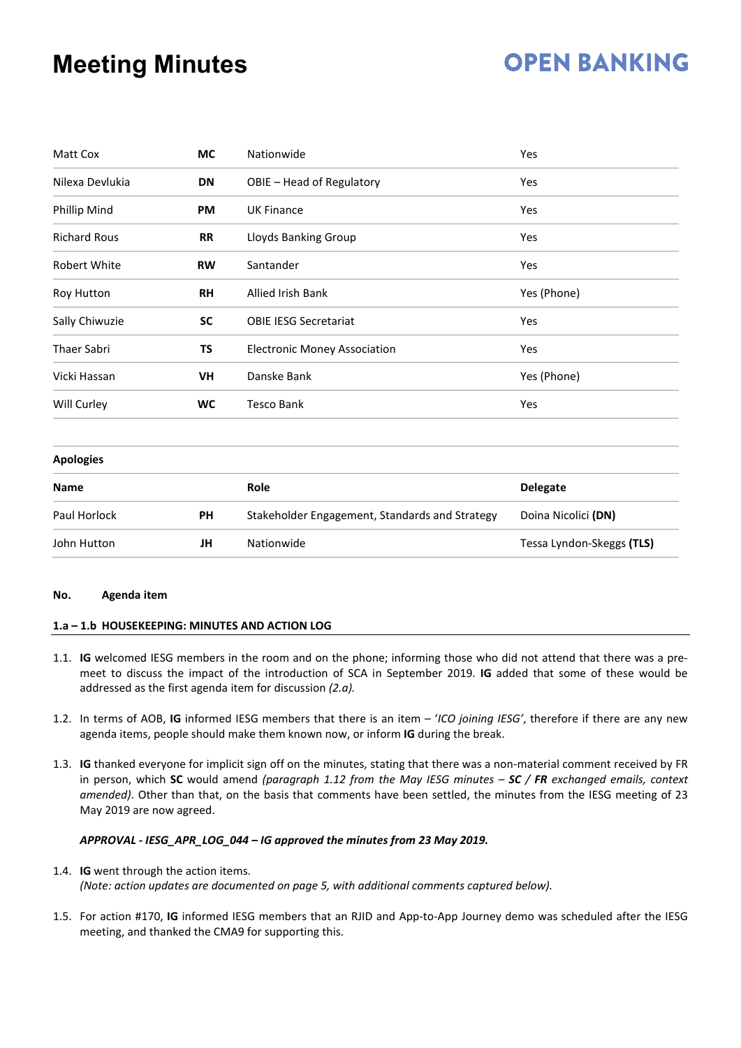| | | | |
|---|---|---|---|
| Matt Cox | **MC** | Nationwide | Yes |
| Nilexa Devlukia | **DN** | OBIE – Head of Regulatory | Yes |
| Phillip Mind | **PM** | UK Finance | Yes |
| Richard Rous | **RR** | Lloyds Banking Group | Yes |
| Robert White | **RW** | Santander | Yes |
| Roy Hutton | **RH** | Allied Irish Bank | Yes (Phone) |
| Sally Chiwuzie | **SC** | OBIE IESG Secretariat | Yes |
| Thaer Sabri | **TS** | Electronic Money Association | Yes |
| Vicki Hassan | **VH** | Danske Bank | Yes (Phone) |
| Will Curley | **WC** | Tesco Bank | Yes |

**Apologies**

| **Name** | | **Role** | **Delegate** |
|---|---|---|---|
| Paul Horlock | **PH** | Stakeholder Engagement, Standards and Strategy | Doina Nicolici **(DN)** |
| John Hutton | **JH** | Nationwide | Tessa Lyndon-Skeggs **(TLS)** |

**No. Agenda item**

**1.a – 1.b HOUSEKEEPING: MINUTES AND ACTION LOG**

1.1. **IG** welcomed IESG members in the room and on the phone; informing those who did not attend that there was a pre-meet to discuss the impact of the introduction of SCA in September 2019. **IG** added that some of these would be addressed as the first agenda item for discussion *(2.a).*

1.2. In terms of AOB, **IG** informed IESG members that there is an item – '*ICO joining IESG'*, therefore if there are any new agenda items, people should make them known now, or inform **IG** during the break.

1.3. **IG** thanked everyone for implicit sign off on the minutes, stating that there was a non-material comment received by FR in person, which **SC** would amend *(paragraph 1.12 from the May IESG minutes –* ***SC*** */* ***FR*** *exchanged emails, context amended)*. Other than that, on the basis that comments have been settled, the minutes from the IESG meeting of 23 May 2019 are now agreed.

***APPROVAL - IESG_APR_LOG_044 – IG approved the minutes from 23 May 2019.***

1.4. **IG** went through the action items.
*(Note: action updates are documented on page 5, with additional comments captured below).*

1.5. For action #170, **IG** informed IESG members that an RJID and App-to-App Journey demo was scheduled after the IESG meeting, and thanked the CMA9 for supporting this.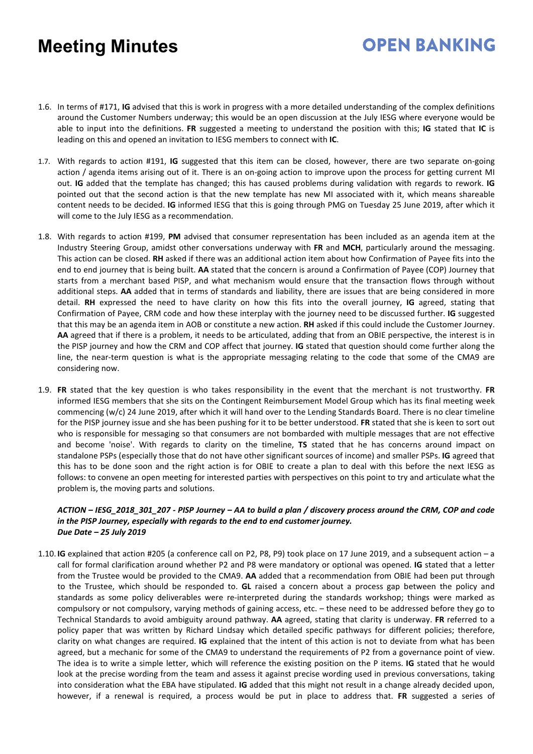1.6. In terms of #171, **IG** advised that this is work in progress with a more detailed understanding of the complex definitions around the Customer Numbers underway; this would be an open discussion at the July IESG where everyone would be able to input into the definitions. **FR** suggested a meeting to understand the position with this; **IG** stated that **IC** is leading on this and opened an invitation to IESG members to connect with **IC**.

1.7. With regards to action #191, **IG** suggested that this item can be closed, however, there are two separate on-going action / agenda items arising out of it. There is an on-going action to improve upon the process for getting current MI out. **IG** added that the template has changed; this has caused problems during validation with regards to rework. **IG** pointed out that the second action is that the new template has new MI associated with it, which means shareable content needs to be decided. **IG** informed IESG that this is going through PMG on Tuesday 25 June 2019, after which it will come to the July IESG as a recommendation.

1.8. With regards to action #199, **PM** advised that consumer representation has been included as an agenda item at the Industry Steering Group, amidst other conversations underway with **FR** and **MCH**, particularly around the messaging. This action can be closed. **RH** asked if there was an additional action item about how Confirmation of Payee fits into the end to end journey that is being built. **AA** stated that the concern is around a Confirmation of Payee (COP) Journey that starts from a merchant based PISP, and what mechanism would ensure that the transaction flows through without additional steps. **AA** added that in terms of standards and liability, there are issues that are being considered in more detail. **RH** expressed the need to have clarity on how this fits into the overall journey, **IG** agreed, stating that Confirmation of Payee, CRM code and how these interplay with the journey need to be discussed further. **IG** suggested that this may be an agenda item in AOB or constitute a new action. **RH** asked if this could include the Customer Journey. **AA** agreed that if there is a problem, it needs to be articulated, adding that from an OBIE perspective, the interest is in the PISP journey and how the CRM and COP affect that journey. **IG** stated that question should come further along the line, the near-term question is what is the appropriate messaging relating to the code that some of the CMA9 are considering now.

1.9. **FR** stated that the key question is who takes responsibility in the event that the merchant is not trustworthy. **FR** informed IESG members that she sits on the Contingent Reimbursement Model Group which has its final meeting week commencing (w/c) 24 June 2019, after which it will hand over to the Lending Standards Board. There is no clear timeline for the PISP journey issue and she has been pushing for it to be better understood. **FR** stated that she is keen to sort out who is responsible for messaging so that consumers are not bombarded with multiple messages that are not effective and become 'noise'. With regards to clarity on the timeline, **TS** stated that he has concerns around impact on standalone PSPs (especially those that do not have other significant sources of income) and smaller PSPs. **IG** agreed that this has to be done soon and the right action is for OBIE to create a plan to deal with this before the next IESG as follows: to convene an open meeting for interested parties with perspectives on this point to try and articulate what the problem is, the moving parts and solutions.

***ACTION – IESG_2018_301_207 - PISP Journey – AA to build a plan / discovery process around the CRM, COP and code in the PISP Journey, especially with regards to the end to end customer journey.***
***Due Date – 25 July 2019***

1.10. **IG** explained that action #205 (a conference call on P2, P8, P9) took place on 17 June 2019, and a subsequent action – a call for formal clarification around whether P2 and P8 were mandatory or optional was opened. **IG** stated that a letter from the Trustee would be provided to the CMA9. **AA** added that a recommendation from OBIE had been put through to the Trustee, which should be responded to. **GL** raised a concern about a process gap between the policy and standards as some policy deliverables were re-interpreted during the standards workshop; things were marked as compulsory or not compulsory, varying methods of gaining access, etc. – these need to be addressed before they go to Technical Standards to avoid ambiguity around pathway. **AA** agreed, stating that clarity is underway. **FR** referred to a policy paper that was written by Richard Lindsay which detailed specific pathways for different policies; therefore, clarity on what changes are required. **IG** explained that the intent of this action is not to deviate from what has been agreed, but a mechanic for some of the CMA9 to understand the requirements of P2 from a governance point of view. The idea is to write a simple letter, which will reference the existing position on the P items. **IG** stated that he would look at the precise wording from the team and assess it against precise wording used in previous conversations, taking into consideration what the EBA have stipulated. **IG** added that this might not result in a change already decided upon, however, if a renewal is required, a process would be put in place to address that. **FR** suggested a series of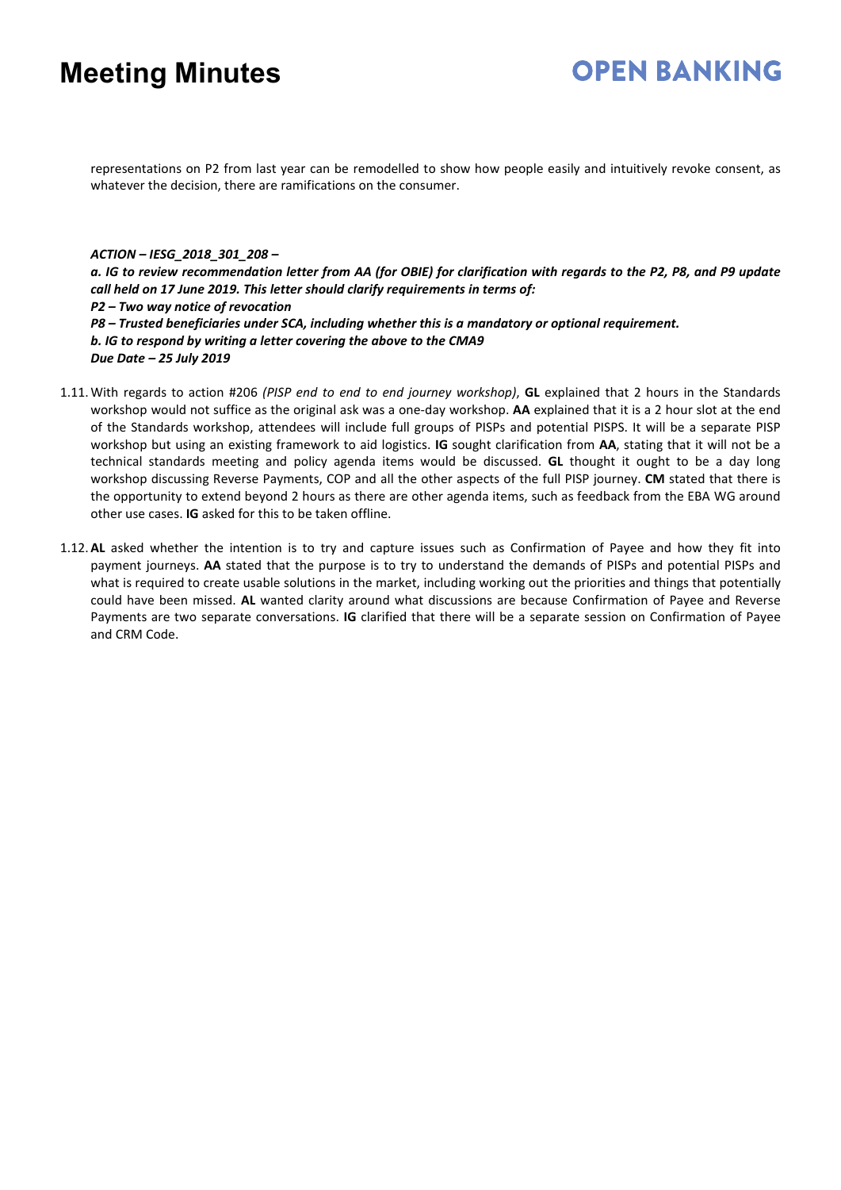representations on P2 from last year can be remodelled to show how people easily and intuitively revoke consent, as whatever the decision, there are ramifications on the consumer.

***ACTION – IESG_2018_301_208 –***
***a. IG to review recommendation letter from AA (for OBIE) for clarification with regards to the P2, P8, and P9 update call held on 17 June 2019. This letter should clarify requirements in terms of:***
***P2 – Two way notice of revocation***
***P8 – Trusted beneficiaries under SCA, including whether this is a mandatory or optional requirement.***
***b. IG to respond by writing a letter covering the above to the CMA9***
***Due Date – 25 July 2019***

1.11. With regards to action #206 *(PISP end to end to end journey workshop)*, **GL** explained that 2 hours in the Standards workshop would not suffice as the original ask was a one-day workshop. **AA** explained that it is a 2 hour slot at the end of the Standards workshop, attendees will include full groups of PISPs and potential PISPS. It will be a separate PISP workshop but using an existing framework to aid logistics. **IG** sought clarification from **AA**, stating that it will not be a technical standards meeting and policy agenda items would be discussed. **GL** thought it ought to be a day long workshop discussing Reverse Payments, COP and all the other aspects of the full PISP journey. **CM** stated that there is the opportunity to extend beyond 2 hours as there are other agenda items, such as feedback from the EBA WG around other use cases. **IG** asked for this to be taken offline.

1.12. **AL** asked whether the intention is to try and capture issues such as Confirmation of Payee and how they fit into payment journeys. **AA** stated that the purpose is to try to understand the demands of PISPs and potential PISPS and what is required to create usable solutions in the market, including working out the priorities and things that potentially could have been missed. **AL** wanted clarity around what discussions are because Confirmation of Payee and Reverse Payments are two separate conversations. **IG** clarified that there will be a separate session on Confirmation of Payee and CRM Code.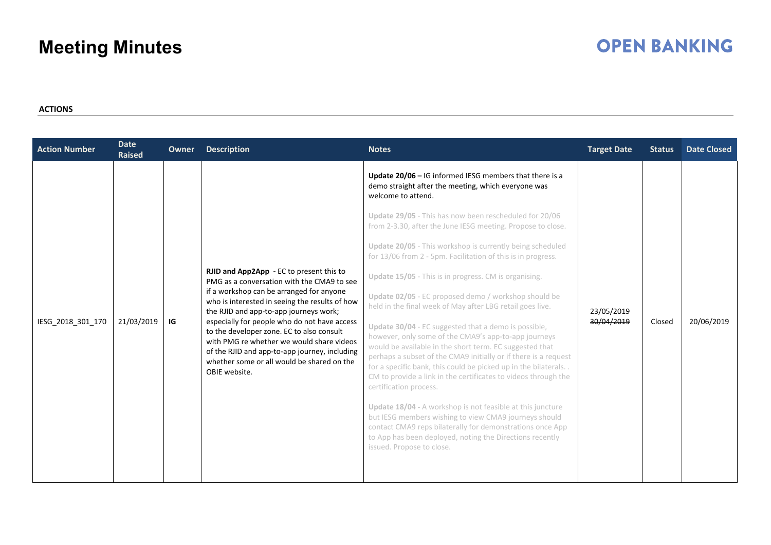# Meeting Minutes

**ACTIONS**

| Action Number | Date Raised | Owner | Description | Notes | Target Date | Status | Date Closed |
|---|---|---|---|---|---|---|---|
| IESG_2018_301_170 | 21/03/2019 | **IG** | **RJID and App2App -** EC to present this to PMG as a conversation with the CMA9 to see if a workshop can be arranged for anyone who is interested in seeing the results of how the RJID and app-to-app journeys work; especially for people who do not have access to the developer zone. EC to also consult with PMG re whether we would share videos of the RJID and app-to-app journey, including whether some or all would be shared on the OBIE website. | **Update 20/06 –** IG informed IESG members that there is a demo straight after the meeting, which everyone was welcome to attend.<br><br>**Update 29/05** - This has now been rescheduled for 20/06 from 2-3.30, after the June IESG meeting. Propose to close.<br><br>**Update 20/05** - This workshop is currently being scheduled for 13/06 from 2 - 5pm. Facilitation of this is in progress.<br><br>**Update 15/05** - This is in progress. CM is organising.<br><br>**Update 02/05** - EC proposed demo / workshop should be held in the final week of May after LBG retail goes live.<br><br>**Update 30/04** - EC suggested that a demo is possible, however, only some of the CMA9's app-to-app journeys would be available in the short term. EC suggested that perhaps a subset of the CMA9 initially or if there is a request for a specific bank, this could be picked up in the bilaterals. . CM to provide a link in the certificates to videos through the certification process.<br><br>**Update 18/04 -** A workshop is not feasible at this juncture but IESG members wishing to view CMA9 journeys should contact CMA9 reps bilaterally for demonstrations once App to App has been deployed, noting the Directions recently issued. Propose to close. | 23/05/2019<br>~~30/04/2019~~ | Closed | 20/06/2019 |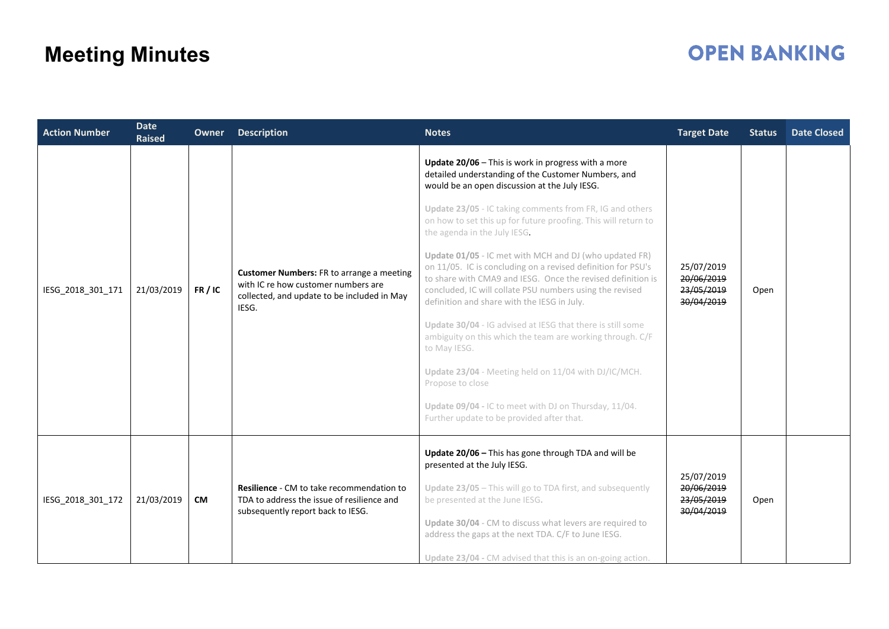# Meeting Minutes

**OPEN BANKING**

| Action Number | Date Raised | Owner | Description | Notes | Target Date | Status | Date Closed |
|---|---|---|---|---|---|---|---|
| IESG_2018_301_171 | 21/03/2019 | **FR / IC** | **Customer Numbers:** FR to arrange a meeting with IC re how customer numbers are collected, and update to be included in May IESG. | **Update 20/06** – This is work in progress with a more detailed understanding of the Customer Numbers, and would be an open discussion at the July IESG.<br><br>**Update 23/05** - IC taking comments from FR, IG and others on how to set this up for future proofing. This will return to the agenda in the July IESG.<br><br>**Update 01/05** - IC met with MCH and DJ (who updated FR) on 11/05. IC is concluding on a revised definition for PSU's to share with CMA9 and IESG. Once the revised definition is concluded, IC will collate PSU numbers using the revised definition and share with the IESG in July.<br><br>**Update 30/04** - IG advised at IESG that there is still some ambiguity on this which the team are working through. C/F to May IESG.<br><br>**Update 23/04** - Meeting held on 11/04 with DJ/IC/MCH. Propose to close<br><br>**Update 09/04** - IC to meet with DJ on Thursday, 11/04. Further update to be provided after that. | 25/07/2019<br>~~20/06/2019~~<br>~~23/05/2019~~<br>~~30/04/2019~~ | Open | |
| IESG_2018_301_172 | 21/03/2019 | **CM** | **Resilience** - CM to take recommendation to TDA to address the issue of resilience and subsequently report back to IESG. | **Update 20/06 –** This has gone through TDA and will be presented at the July IESG.<br><br>**Update 23/05** – This will go to TDA first, and subsequently be presented at the June IESG.<br><br>**Update 30/04** - CM to discuss what levers are required to address the gaps at the next TDA. C/F to June IESG.<br><br>**Update 23/04 -** CM advised that this is an on-going action. | 25/07/2019<br>~~20/06/2019~~<br>~~23/05/2019~~<br>~~30/04/2019~~ | Open | |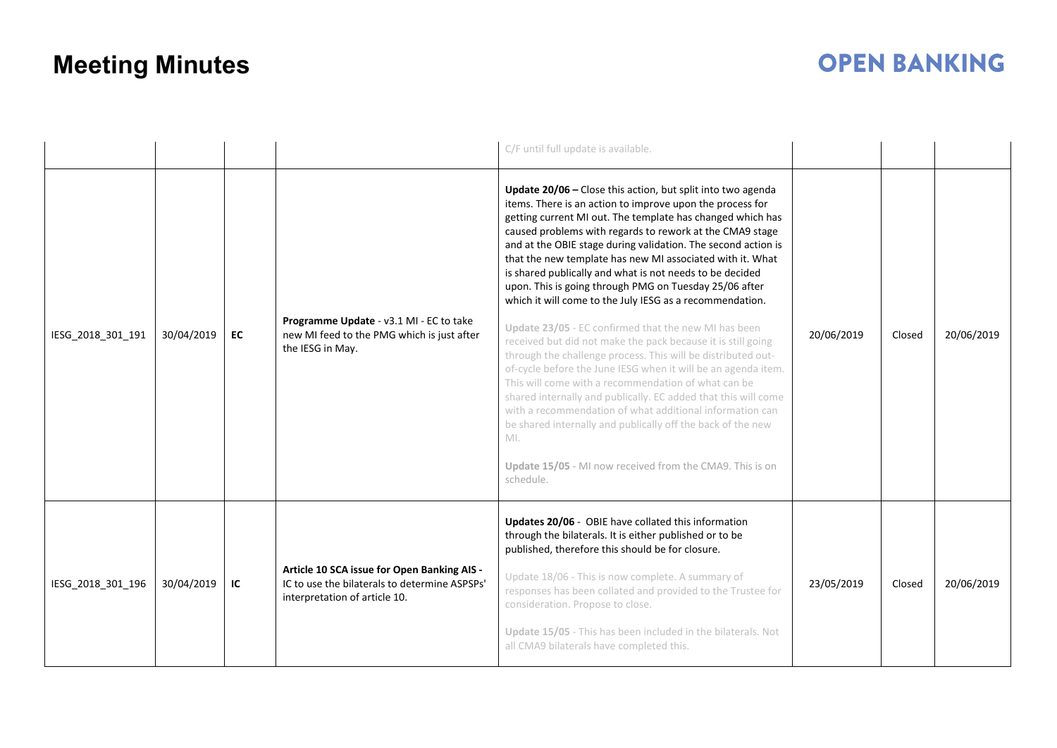| | | | | | | | |
|---|---|---|---|---|---|---|---|
| | | | | C/F until full update is available. | | | |
| IESG_2018_301_191 | 30/04/2019 | EC | **Programme Update** - v3.1 MI - EC to take new MI feed to the PMG which is just after the IESG in May. | **Update 20/06 –** Close this action, but split into two agenda items. There is an action to improve upon the process for getting current MI out. The template has changed which has caused problems with regards to rework at the CMA9 stage and at the OBIE stage during validation. The second action is that the new template has new MI associated with it. What is shared publically and what is not needs to be decided upon. This is going through PMG on Tuesday 25/06 after which it will come to the July IESG as a recommendation.<br><br>**Update 23/05** - EC confirmed that the new MI has been received but did not make the pack because it is still going through the challenge process. This will be distributed out-of-cycle before the June IESG when it will be an agenda item. This will come with a recommendation of what can be shared internally and publically. EC added that this will come with a recommendation of what additional information can be shared internally and publically off the back of the new MI.<br><br>**Update 15/05** - MI now received from the CMA9. This is on schedule. | 20/06/2019 | Closed | 20/06/2019 |
| IESG_2018_301_196 | 30/04/2019 | IC | **Article 10 SCA issue for Open Banking AIS -** IC to use the bilaterals to determine ASPSPs' interpretation of article 10. | **Updates 20/06** - OBIE have collated this information through the bilaterals. It is either published or to be published, therefore this should be for closure.<br><br>Update 18/06 - This is now complete. A summary of responses has been collated and provided to the Trustee for consideration. Propose to close.<br><br>**Update 15/05** - This has been included in the bilaterals. Not all CMA9 bilaterals have completed this. | 23/05/2019 | Closed | 20/06/2019 |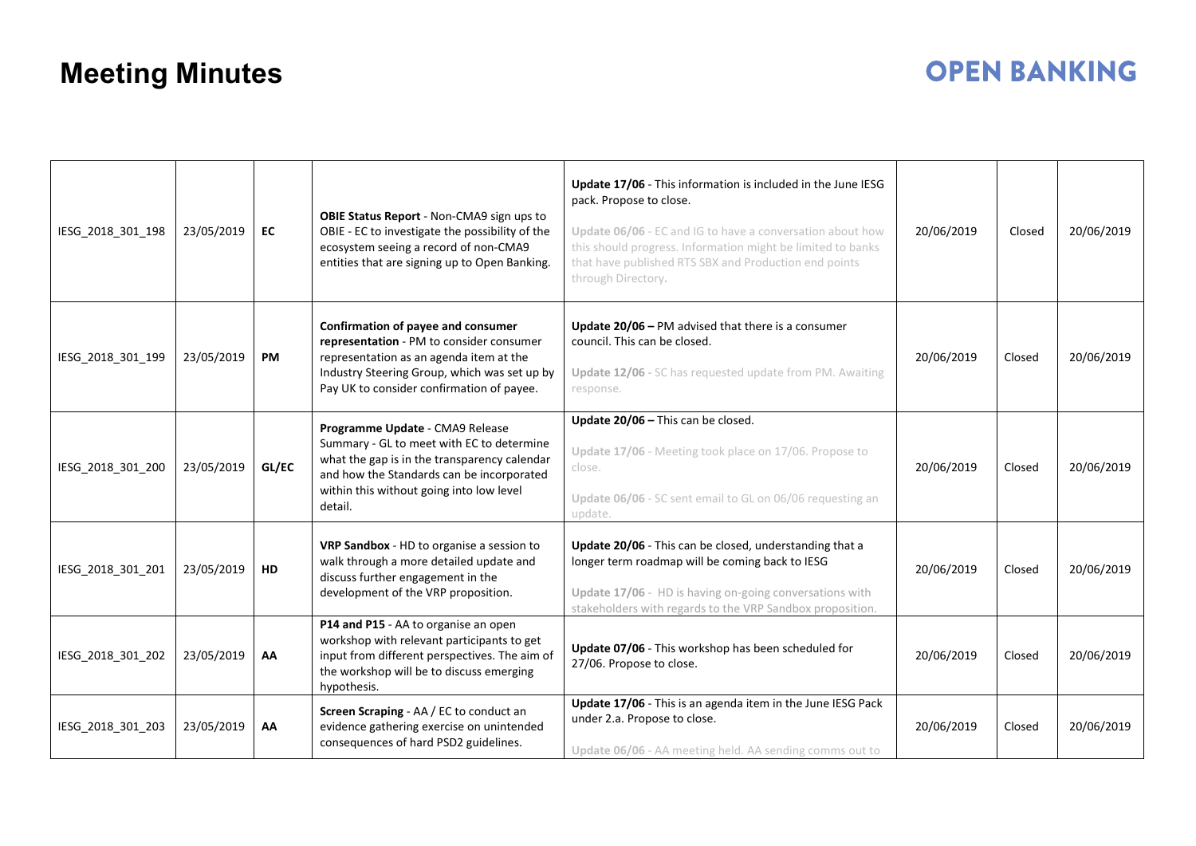# Meeting Minutes

| | | | | | | | |
|---|---|---|---|---|---|---|---|
| IESG_2018_301_198 | 23/05/2019 | **EC** | **OBIE Status Report** - Non-CMA9 sign ups to OBIE - EC to investigate the possibility of the ecosystem seeing a record of non-CMA9 entities that are signing up to Open Banking. | **Update 17/06** - This information is included in the June IESG pack. Propose to close. **Update 06/06** - EC and IG to have a conversation about how this should progress. Information might be limited to banks that have published RTS SBX and Production end points through Directory. | 20/06/2019 | Closed | 20/06/2019 |
| IESG_2018_301_199 | 23/05/2019 | **PM** | **Confirmation of payee and consumer representation** - PM to consider consumer representation as an agenda item at the Industry Steering Group, which was set up by Pay UK to consider confirmation of payee. | **Update 20/06 –** PM advised that there is a consumer council. This can be closed. **Update 12/06** - SC has requested update from PM. Awaiting response. | 20/06/2019 | Closed | 20/06/2019 |
| IESG_2018_301_200 | 23/05/2019 | **GL/EC** | **Programme Update** - CMA9 Release Summary - GL to meet with EC to determine what the gap is in the transparency calendar and how the Standards can be incorporated within this without going into low level detail. | **Update 20/06 –** This can be closed. **Update 17/06** - Meeting took place on 17/06. Propose to close. **Update 06/06** - SC sent email to GL on 06/06 requesting an update. | 20/06/2019 | Closed | 20/06/2019 |
| IESG_2018_301_201 | 23/05/2019 | **HD** | **VRP Sandbox** - HD to organise a session to walk through a more detailed update and discuss further engagement in the development of the VRP proposition. | **Update 20/06** - This can be closed, understanding that a longer term roadmap will be coming back to IESG **Update 17/06** - HD is having on-going conversations with stakeholders with regards to the VRP Sandbox proposition. | 20/06/2019 | Closed | 20/06/2019 |
| IESG_2018_301_202 | 23/05/2019 | **AA** | **P14 and P15** - AA to organise an open workshop with relevant participants to get input from different perspectives. The aim of the workshop will be to discuss emerging hypothesis. | **Update 07/06** - This workshop has been scheduled for 27/06. Propose to close. | 20/06/2019 | Closed | 20/06/2019 |
| IESG_2018_301_203 | 23/05/2019 | **AA** | **Screen Scraping** - AA / EC to conduct an evidence gathering exercise on unintended consequences of hard PSD2 guidelines. | **Update 17/06** - This is an agenda item in the June IESG Pack under 2.a. Propose to close. **Update 06/06** - AA meeting held. AA sending comms out to | 20/06/2019 | Closed | 20/06/2019 |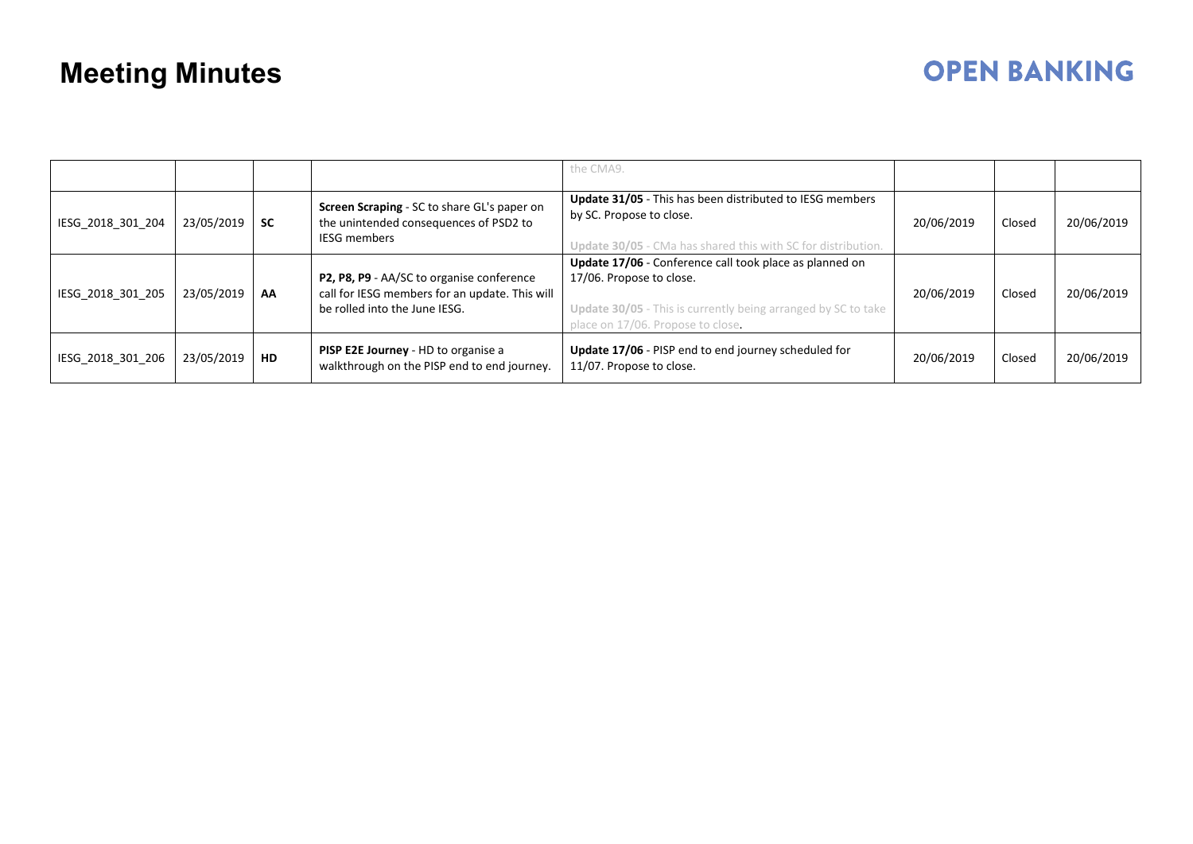# Meeting Minutes

| | | | | | | | |
|---|---|---|---|---|---|---|---|
| | | | | the CMA9. | | | |
| IESG_2018_301_204 | 23/05/2019 | **SC** | **Screen Scraping** - SC to share GL's paper on the unintended consequences of PSD2 to IESG members | **Update 31/05** - This has been distributed to IESG members by SC. Propose to close.<br><br>**Update 30/05** - CMa has shared this with SC for distribution. | 20/06/2019 | Closed | 20/06/2019 |
| IESG_2018_301_205 | 23/05/2019 | **AA** | **P2, P8, P9** - AA/SC to organise conference call for IESG members for an update. This will be rolled into the June IESG. | **Update 17/06** - Conference call took place as planned on 17/06. Propose to close.<br><br>**Update 30/05** - This is currently being arranged by SC to take place on 17/06. Propose to close. | 20/06/2019 | Closed | 20/06/2019 |
| IESG_2018_301_206 | 23/05/2019 | **HD** | **PISP E2E Journey** - HD to organise a walkthrough on the PISP end to end journey. | **Update 17/06** - PISP end to end journey scheduled for 11/07. Propose to close. | 20/06/2019 | Closed | 20/06/2019 |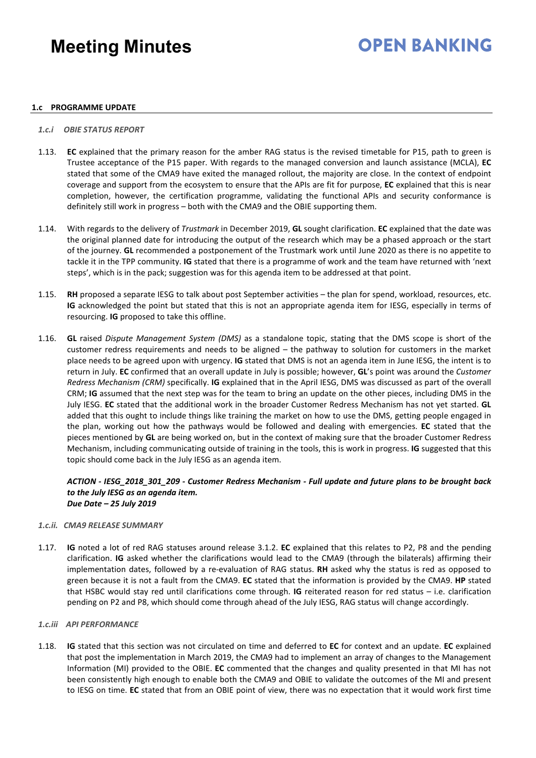#### 1.c PROGRAMME UPDATE

*1.c.i OBIE STATUS REPORT*

1.13. **EC** explained that the primary reason for the amber RAG status is the revised timetable for P15, path to green is Trustee acceptance of the P15 paper. With regards to the managed conversion and launch assistance (MCLA), **EC** stated that some of the CMA9 have exited the managed rollout, the majority are close. In the context of endpoint coverage and support from the ecosystem to ensure that the APIs are fit for purpose, **EC** explained that this is near completion, however, the certification programme, validating the functional APIs and security conformance is definitely still work in progress – both with the CMA9 and the OBIE supporting them.

1.14. With regards to the delivery of *Trustmark* in December 2019, **GL** sought clarification. **EC** explained that the date was the original planned date for introducing the output of the research which may be a phased approach or the start of the journey. **GL** recommended a postponement of the Trustmark work until June 2020 as there is no appetite to tackle it in the TPP community. **IG** stated that there is a programme of work and the team have returned with 'next steps', which is in the pack; suggestion was for this agenda item to be addressed at that point.

1.15. **RH** proposed a separate IESG to talk about post September activities – the plan for spend, workload, resources, etc. **IG** acknowledged the point but stated that this is not an appropriate agenda item for IESG, especially in terms of resourcing. **IG** proposed to take this offline.

1.16. **GL** raised *Dispute Management System (DMS)* as a standalone topic, stating that the DMS scope is short of the customer redress requirements and needs to be aligned – the pathway to solution for customers in the market place needs to be agreed upon with urgency. **IG** stated that DMS is not an agenda item in June IESG, the intent is to return in July. **EC** confirmed that an overall update in July is possible; however, **GL**'s point was around the *Customer Redress Mechanism (CRM)* specifically. **IG** explained that in the April IESG, DMS was discussed as part of the overall CRM; **IG** assumed that the next step was for the team to bring an update on the other pieces, including DMS in the July IESG. **EC** stated that the additional work in the broader Customer Redress Mechanism has not yet started. **GL** added that this ought to include things like training the market on how to use the DMS, getting people engaged in the plan, working out how the pathways would be followed and dealing with emergencies. **EC** stated that the pieces mentioned by **GL** are being worked on, but in the context of making sure that the broader Customer Redress Mechanism, including communicating outside of training in the tools, this is work in progress. **IG** suggested that this topic should come back in the July IESG as an agenda item.

***ACTION - IESG_2018_301_209 - Customer Redress Mechanism - Full update and future plans to be brought back to the July IESG as an agenda item.***
***Due Date – 25 July 2019***

*1.c.ii. CMA9 RELEASE SUMMARY*

1.17. **IG** noted a lot of red RAG statuses around release 3.1.2. **EC** explained that this relates to P2, P8 and the pending clarification. **IG** asked whether the clarifications would lead to the CMA9 (through the bilaterals) affirming their implementation dates, followed by a re-evaluation of RAG status. **RH** asked why the status is red as opposed to green because it is not a fault from the CMA9. **EC** stated that the information is provided by the CMA9. **HP** stated that HSBC would stay red until clarifications come through. **IG** reiterated reason for red status – i.e. clarification pending on P2 and P8, which should come through ahead of the July IESG, RAG status will change accordingly.

*1.c.iii API PERFORMANCE*

1.18. **IG** stated that this section was not circulated on time and deferred to **EC** for context and an update. **EC** explained that post the implementation in March 2019, the CMA9 had to implement an array of changes to the Management Information (MI) provided to the OBIE. **EC** commented that the changes and quality presented in that MI has not been consistently high enough to enable both the CMA9 and OBIE to validate the outcomes of the MI and present to IESG on time. **EC** stated that from an OBIE point of view, there was no expectation that it would work first time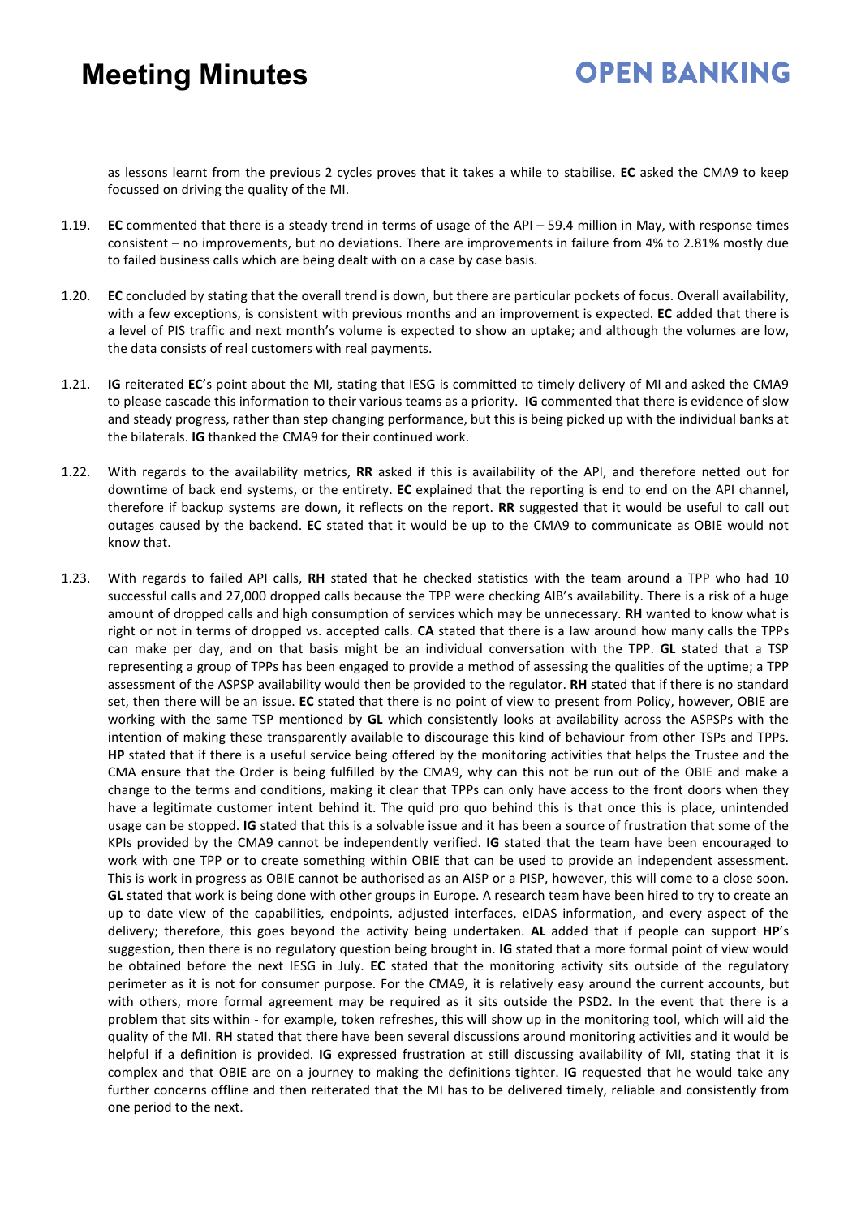as lessons learnt from the previous 2 cycles proves that it takes a while to stabilise. **EC** asked the CMA9 to keep focussed on driving the quality of the MI.

1.19. **EC** commented that there is a steady trend in terms of usage of the API – 59.4 million in May, with response times consistent – no improvements, but no deviations. There are improvements in failure from 4% to 2.81% mostly due to failed business calls which are being dealt with on a case by case basis.

1.20. **EC** concluded by stating that the overall trend is down, but there are particular pockets of focus. Overall availability, with a few exceptions, is consistent with previous months and an improvement is expected. **EC** added that there is a level of PIS traffic and next month's volume is expected to show an uptake; and although the volumes are low, the data consists of real customers with real payments.

1.21. **IG** reiterated **EC**'s point about the MI, stating that IESG is committed to timely delivery of MI and asked the CMA9 to please cascade this information to their various teams as a priority. **IG** commented that there is evidence of slow and steady progress, rather than step changing performance, but this is being picked up with the individual banks at the bilaterals. **IG** thanked the CMA9 for their continued work.

1.22. With regards to the availability metrics, **RR** asked if this is availability of the API, and therefore netted out for downtime of back end systems, or the entirety. **EC** explained that the reporting is end to end on the API channel, therefore if backup systems are down, it reflects on the report. **RR** suggested that it would be useful to call out outages caused by the backend. **EC** stated that it would be up to the CMA9 to communicate as OBIE would not know that.

1.23. With regards to failed API calls, **RH** stated that he checked statistics with the team around a TPP who had 10 successful calls and 27,000 dropped calls because the TPP were checking AIB's availability. There is a risk of a huge amount of dropped calls and high consumption of services which may be unnecessary. **RH** wanted to know what is right or not in terms of dropped vs. accepted calls. **CA** stated that there is a law around how many calls the TPPs can make per day, and on that basis might be an individual conversation with the TPP. **GL** stated that a TSP representing a group of TPPs has been engaged to provide a method of assessing the qualities of the uptime; a TPP assessment of the ASPSP availability would then be provided to the regulator. **RH** stated that if there is no standard set, then there will be an issue. **EC** stated that there is no point of view to present from Policy, however, OBIE are working with the same TSP mentioned by **GL** which consistently looks at availability across the ASPSPs with the intention of making these transparently available to discourage this kind of behaviour from other TSPs and TPPs. **HP** stated that if there is a useful service being offered by the monitoring activities that helps the Trustee and the CMA ensure that the Order is being fulfilled by the CMA9, why can this not be run out of the OBIE and make a change to the terms and conditions, making it clear that TPPs can only have access to the front doors when they have a legitimate customer intent behind it. The quid pro quo behind this is that once this is place, unintended usage can be stopped. **IG** stated that this is a solvable issue and it has been a source of frustration that some of the KPIs provided by the CMA9 cannot be independently verified. **IG** stated that the team have been encouraged to work with one TPP or to create something within OBIE that can be used to provide an independent assessment. This is work in progress as OBIE cannot be authorised as an AISP or a PISP, however, this will come to a close soon. **GL** stated that work is being done with other groups in Europe. A research team have been hired to try to create an up to date view of the capabilities, endpoints, adjusted interfaces, eIDAS information, and every aspect of the delivery; therefore, this goes beyond the activity being undertaken. **AL** added that if people can support **HP**'s suggestion, then there is no regulatory question being brought in. **IG** stated that a more formal point of view would be obtained before the next IESG in July. **EC** stated that the monitoring activity sits outside of the regulatory perimeter as it is not for consumer purpose. For the CMA9, it is relatively easy around the current accounts, but with others, more formal agreement may be required as it sits outside the PSD2. In the event that there is a problem that sits within - for example, token refreshes, this will show up in the monitoring tool, which will aid the quality of the MI. **RH** stated that there have been several discussions around monitoring activities and it would be helpful if a definition is provided. **IG** expressed frustration at still discussing availability of MI, stating that it is complex and that OBIE are on a journey to making the definitions tighter. **IG** requested that he would take any further concerns offline and then reiterated that the MI has to be delivered timely, reliable and consistently from one period to the next.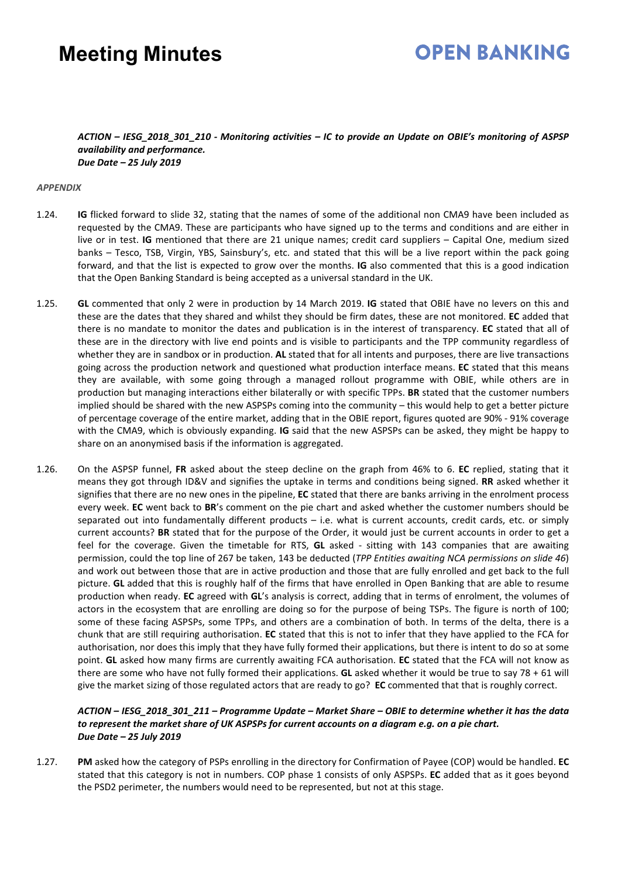*ACTION – IESG_2018_301_210 - Monitoring activities – IC to provide an Update on OBIE's monitoring of ASPSP availability and performance.*
*Due Date – 25 July 2019*

*APPENDIX*

1.24. **IG** flicked forward to slide 32, stating that the names of some of the additional non CMA9 have been included as requested by the CMA9. These are participants who have signed up to the terms and conditions and are either in live or in test. **IG** mentioned that there are 21 unique names; credit card suppliers – Capital One, medium sized banks – Tesco, TSB, Virgin, YBS, Sainsbury's, etc. and stated that this will be a live report within the pack going forward, and that the list is expected to grow over the months. **IG** also commented that this is a good indication that the Open Banking Standard is being accepted as a universal standard in the UK.

1.25. **GL** commented that only 2 were in production by 14 March 2019. **IG** stated that OBIE have no levers on this and these are the dates that they shared and whilst they should be firm dates, these are not monitored. **EC** added that there is no mandate to monitor the dates and publication is in the interest of transparency. **EC** stated that all of these are in the directory with live end points and is visible to participants and the TPP community regardless of whether they are in sandbox or in production. **AL** stated that for all intents and purposes, there are live transactions going across the production network and questioned what production interface means. **EC** stated that this means they are available, with some going through a managed rollout programme with OBIE, while others are in production but managing interactions either bilaterally or with specific TPPs. **BR** stated that the customer numbers implied should be shared with the new ASPSPs coming into the community – this would help to get a better picture of percentage coverage of the entire market, adding that in the OBIE report, figures quoted are 90% - 91% coverage with the CMA9, which is obviously expanding. **IG** said that the new ASPSPs can be asked, they might be happy to share on an anonymised basis if the information is aggregated.

1.26. On the ASPSP funnel, **FR** asked about the steep decline on the graph from 46% to 6. **EC** replied, stating that it means they got through ID&V and signifies the uptake in terms and conditions being signed. **RR** asked whether it signifies that there are no new ones in the pipeline, **EC** stated that there are banks arriving in the enrolment process every week. **EC** went back to **BR**'s comment on the pie chart and asked whether the customer numbers should be separated out into fundamentally different products – i.e. what is current accounts, credit cards, etc. or simply current accounts? **BR** stated that for the purpose of the Order, it would just be current accounts in order to get a feel for the coverage. Given the timetable for RTS, **GL** asked - sitting with 143 companies that are awaiting permission, could the top line of 267 be taken, 143 be deducted (*TPP Entities awaiting NCA permissions on slide 46*) and work out between those that are in active production and those that are fully enrolled and get back to the full picture. **GL** added that this is roughly half of the firms that have enrolled in Open Banking that are able to resume production when ready. **EC** agreed with **GL**'s analysis is correct, adding that in terms of enrolment, the volumes of actors in the ecosystem that are enrolling are doing so for the purpose of being TSPs. The figure is north of 100; some of these facing ASPSPs, some TPPs, and others are a combination of both. In terms of the delta, there is a chunk that are still requiring authorisation. **EC** stated that this is not to infer that they have applied to the FCA for authorisation, nor does this imply that they have fully formed their applications, but there is intent to do so at some point. **GL** asked how many firms are currently awaiting FCA authorisation. **EC** stated that the FCA will not know as there are some who have not fully formed their applications. **GL** asked whether it would be true to say 78 + 61 will give the market sizing of those regulated actors that are ready to go? **EC** commented that that is roughly correct.

***ACTION – IESG_2018_301_211 – Programme Update – Market Share – OBIE to determine whether it has the data to represent the market share of UK ASPSPs for current accounts on a diagram e.g. on a pie chart.***
***Due Date – 25 July 2019***

1.27. **PM** asked how the category of PSPs enrolling in the directory for Confirmation of Payee (COP) would be handled. **EC** stated that this category is not in numbers. COP phase 1 consists of only ASPSPs. **EC** added that as it goes beyond the PSD2 perimeter, the numbers would need to be represented, but not at this stage.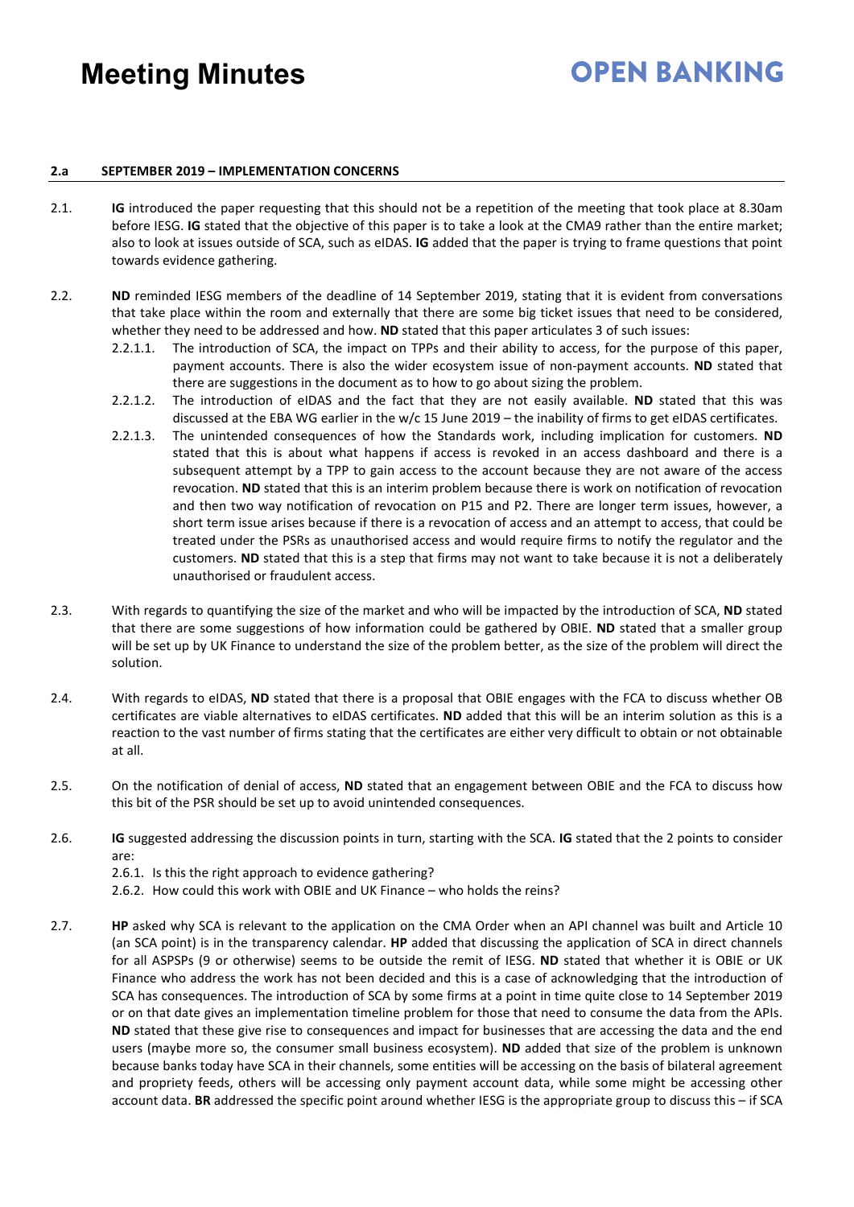### 2.a SEPTEMBER 2019 – IMPLEMENTATION CONCERNS

2.1. **IG** introduced the paper requesting that this should not be a repetition of the meeting that took place at 8.30am before IESG. **IG** stated that the objective of this paper is to take a look at the CMA9 rather than the entire market; also to look at issues outside of SCA, such as eIDAS. **IG** added that the paper is trying to frame questions that point towards evidence gathering.

2.2. **ND** reminded IESG members of the deadline of 14 September 2019, stating that it is evident from conversations that take place within the room and externally that there are some big ticket issues that need to be considered, whether they need to be addressed and how. **ND** stated that this paper articulates 3 of such issues:

- 2.2.1.1. The introduction of SCA, the impact on TPPs and their ability to access, for the purpose of this paper, payment accounts. There is also the wider ecosystem issue of non-payment accounts. **ND** stated that there are suggestions in the document as to how to go about sizing the problem.
- 2.2.1.2. The introduction of eIDAS and the fact that they are not easily available. **ND** stated that this was discussed at the EBA WG earlier in the w/c 15 June 2019 – the inability of firms to get eIDAS certificates.
- 2.2.1.3. The unintended consequences of how the Standards work, including implication for customers. **ND** stated that this is about what happens if access is revoked in an access dashboard and there is a subsequent attempt by a TPP to gain access to the account because they are not aware of the access revocation. **ND** stated that this is an interim problem because there is work on notification of revocation and then two way notification of revocation on P15 and P2. There are longer term issues, however, a short term issue arises because if there is a revocation of access and an attempt to access, that could be treated under the PSRs as unauthorised access and would require firms to notify the regulator and the customers. **ND** stated that this is a step that firms may not want to take because it is not a deliberately unauthorised or fraudulent access.

2.3. With regards to quantifying the size of the market and who will be impacted by the introduction of SCA, **ND** stated that there are some suggestions of how information could be gathered by OBIE. **ND** stated that a smaller group will be set up by UK Finance to understand the size of the problem better, as the size of the problem will direct the solution.

2.4. With regards to eIDAS, **ND** stated that there is a proposal that OBIE engages with the FCA to discuss whether OB certificates are viable alternatives to eIDAS certificates. **ND** added that this will be an interim solution as this is a reaction to the vast number of firms stating that the certificates are either very difficult to obtain or not obtainable at all.

2.5. On the notification of denial of access, **ND** stated that an engagement between OBIE and the FCA to discuss how this bit of the PSR should be set up to avoid unintended consequences.

2.6. **IG** suggested addressing the discussion points in turn, starting with the SCA. **IG** stated that the 2 points to consider are:

- 2.6.1. Is this the right approach to evidence gathering?
- 2.6.2. How could this work with OBIE and UK Finance – who holds the reins?

2.7. **HP** asked why SCA is relevant to the application on the CMA Order when an API channel was built and Article 10 (an SCA point) is in the transparency calendar. **HP** added that discussing the application of SCA in direct channels for all ASPSPs (9 or otherwise) seems to be outside the remit of IESG. **ND** stated that whether it is OBIE or UK Finance who address the work has not been decided and this is a case of acknowledging that the introduction of SCA has consequences. The introduction of SCA by some firms at a point in time quite close to 14 September 2019 or on that date gives an implementation timeline problem for those that need to consume the data from the APIs. **ND** stated that these give rise to consequences and impact for businesses that are accessing the data and the end users (maybe more so, the consumer small business ecosystem). **ND** added that size of the problem is unknown because banks today have SCA in their channels, some entities will be accessing on the basis of bilateral agreement and propriety feeds, others will be accessing only payment account data, while some might be accessing other account data. **BR** addressed the specific point around whether IESG is the appropriate group to discuss this – if SCA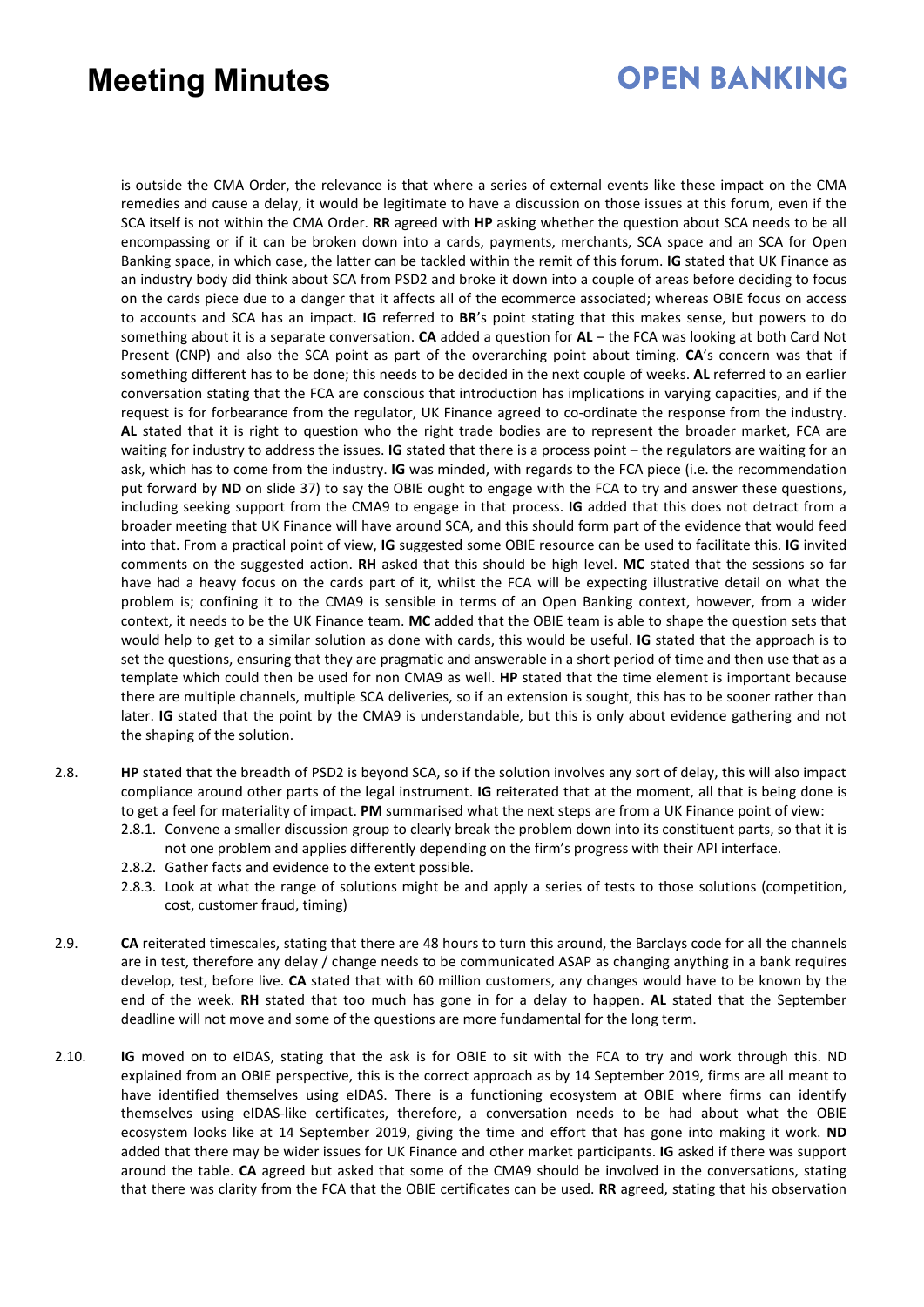is outside the CMA Order, the relevance is that where a series of external events like these impact on the CMA remedies and cause a delay, it would be legitimate to have a discussion on those issues at this forum, even if the SCA itself is not within the CMA Order. **RR** agreed with **HP** asking whether the question about SCA needs to be all encompassing or if it can be broken down into a cards, payments, merchants, SCA space and an SCA for Open Banking space, in which case, the latter can be tackled within the remit of this forum. **IG** stated that UK Finance as an industry body did think about SCA from PSD2 and broke it down into a couple of areas before deciding to focus on the cards piece due to a danger that it affects all of the ecommerce associated; whereas OBIE focus on access to accounts and SCA has an impact. **IG** referred to **BR**'s point stating that this makes sense, but powers to do something about it is a separate conversation. **CA** added a question for **AL** – the FCA was looking at both Card Not Present (CNP) and also the SCA point as part of the overarching point about timing. **CA**'s concern was that if something different has to be done; this needs to be decided in the next couple of weeks. **AL** referred to an earlier conversation stating that the FCA are conscious that introduction has implications in varying capacities, and if the request is for forbearance from the regulator, UK Finance agreed to co-ordinate the response from the industry. **AL** stated that it is right to question who the right trade bodies are to represent the broader market, FCA are waiting for industry to address the issues. **IG** stated that there is a process point – the regulators are waiting for an ask, which has to come from the industry. **IG** was minded, with regards to the FCA piece (i.e. the recommendation put forward by **ND** on slide 37) to say the OBIE ought to engage with the FCA to try and answer these questions, including seeking support from the CMA9 to engage in that process. **IG** added that this does not detract from a broader meeting that UK Finance will have around SCA, and this should form part of the evidence that would feed into that. From a practical point of view, **IG** suggested some OBIE resource can be used to facilitate this. **IG** invited comments on the suggested action. **RH** asked that this should be high level. **MC** stated that the sessions so far have had a heavy focus on the cards part of it, whilst the FCA will be expecting illustrative detail on what the problem is; confining it to the CMA9 is sensible in terms of an Open Banking context, however, from a wider context, it needs to be the UK Finance team. **MC** added that the OBIE team is able to shape the question sets that would help to get to a similar solution as done with cards, this would be useful. **IG** stated that the approach is to set the questions, ensuring that they are pragmatic and answerable in a short period of time and then use that as a template which could then be used for non CMA9 as well. **HP** stated that the time element is important because there are multiple channels, multiple SCA deliveries, so if an extension is sought, this has to be sooner rather than later. **IG** stated that the point by the CMA9 is understandable, but this is only about evidence gathering and not the shaping of the solution.

2.8. **HP** stated that the breadth of PSD2 is beyond SCA, so if the solution involves any sort of delay, this will also impact compliance around other parts of the legal instrument. **IG** reiterated that at the moment, all that is being done is to get a feel for materiality of impact. **PM** summarised what the next steps are from a UK Finance point of view:

- 2.8.1. Convene a smaller discussion group to clearly break the problem down into its constituent parts, so that it is not one problem and applies differently depending on the firm's progress with their API interface.
- 2.8.2. Gather facts and evidence to the extent possible.
- 2.8.3. Look at what the range of solutions might be and apply a series of tests to those solutions (competition, cost, customer fraud, timing)

2.9. **CA** reiterated timescales, stating that there are 48 hours to turn this around, the Barclays code for all the channels are in test, therefore any delay / change needs to be communicated ASAP as changing anything in a bank requires develop, test, before live. **CA** stated that with 60 million customers, any changes would have to be known by the end of the week. **RH** stated that too much has gone in for a delay to happen. **AL** stated that the September deadline will not move and some of the questions are more fundamental for the long term.

2.10. **IG** moved on to eIDAS, stating that the ask is for OBIE to sit with the FCA to try and work through this. ND explained from an OBIE perspective, this is the correct approach as by 14 September 2019, firms are all meant to have identified themselves using eIDAS. There is a functioning ecosystem at OBIE where firms can identify themselves using eIDAS-like certificates, therefore, a conversation needs to be had about what the OBIE ecosystem looks like at 14 September 2019, giving the time and effort that has gone into making it work. **ND** added that there may be wider issues for UK Finance and other market participants. **IG** asked if there was support around the table. **CA** agreed but asked that some of the CMA9 should be involved in the conversations, stating that there was clarity from the FCA that the OBIE certificates can be used. **RR** agreed, stating that his observation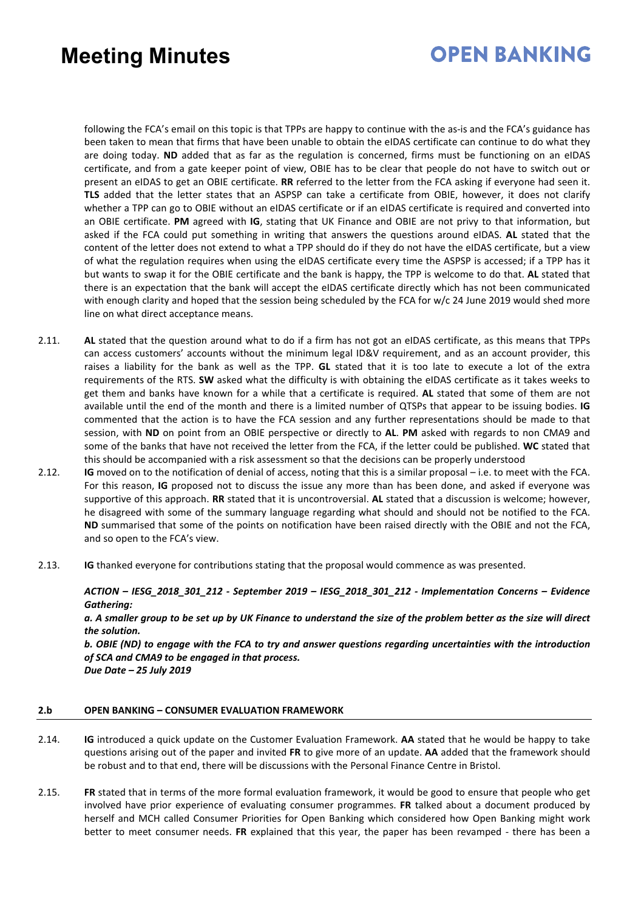following the FCA's email on this topic is that TPPs are happy to continue with the as-is and the FCA's guidance has been taken to mean that firms that have been unable to obtain the eIDAS certificate can continue to do what they are doing today. **ND** added that as far as the regulation is concerned, firms must be functioning on an eIDAS certificate, and from a gate keeper point of view, OBIE has to be clear that people do not have to switch out or present an eIDAS to get an OBIE certificate. **RR** referred to the letter from the FCA asking if everyone had seen it. **TLS** added that the letter states that an ASPSP can take a certificate from OBIE, however, it does not clarify whether a TPP can go to OBIE without an eIDAS certificate or if an eIDAS certificate is required and converted into an OBIE certificate. **PM** agreed with **IG**, stating that UK Finance and OBIE are not privy to that information, but asked if the FCA could put something in writing that answers the questions around eIDAS. **AL** stated that the content of the letter does not extend to what a TPP should do if they do not have the eIDAS certificate, but a view of what the regulation requires when using the eIDAS certificate every time the ASPSP is accessed; if a TPP has it but wants to swap it for the OBIE certificate and the bank is happy, the TPP is welcome to do that. **AL** stated that there is an expectation that the bank will accept the eIDAS certificate directly which has not been communicated with enough clarity and hoped that the session being scheduled by the FCA for w/c 24 June 2019 would shed more line on what direct acceptance means.

2.11. **AL** stated that the question around what to do if a firm has not got an eIDAS certificate, as this means that TPPs can access customers' accounts without the minimum legal ID&V requirement, and as an account provider, this raises a liability for the bank as well as the TPP. **GL** stated that it is too late to execute a lot of the extra requirements of the RTS. **SW** asked what the difficulty is with obtaining the eIDAS certificate as it takes weeks to get them and banks have known for a while that a certificate is required. **AL** stated that some of them are not available until the end of the month and there is a limited number of QTSPs that appear to be issuing bodies. **IG** commented that the action is to have the FCA session and any further representations should be made to that session, with **ND** on point from an OBIE perspective or directly to **AL**. **PM** asked with regards to non CMA9 and some of the banks that have not received the letter from the FCA, if the letter could be published. **WC** stated that this should be accompanied with a risk assessment so that the decisions can be properly understood

2.12. **IG** moved on to the notification of denial of access, noting that this is a similar proposal – i.e. to meet with the FCA. For this reason, **IG** proposed not to discuss the issue any more than has been done, and asked if everyone was supportive of this approach. **RR** stated that it is uncontroversial. **AL** stated that a discussion is welcome; however, he disagreed with some of the summary language regarding what should and should not be notified to the FCA. **ND** summarised that some of the points on notification have been raised directly with the OBIE and not the FCA, and so open to the FCA's view.

2.13. **IG** thanked everyone for contributions stating that the proposal would commence as was presented.

***ACTION – IESG_2018_301_212 - September 2019 – IESG_2018_301_212 - Implementation Concerns – Evidence Gathering:***

***a. A smaller group to be set up by UK Finance to understand the size of the problem better as the size will direct the solution.***

***b. OBIE (ND) to engage with the FCA to try and answer questions regarding uncertainties with the introduction of SCA and CMA9 to be engaged in that process.***

***Due Date – 25 July 2019***

## 2.b OPEN BANKING – CONSUMER EVALUATION FRAMEWORK

2.14. **IG** introduced a quick update on the Customer Evaluation Framework. **AA** stated that he would be happy to take questions arising out of the paper and invited **FR** to give more of an update. **AA** added that the framework should be robust and to that end, there will be discussions with the Personal Finance Centre in Bristol.

2.15. **FR** stated that in terms of the more formal evaluation framework, it would be good to ensure that people who get involved have prior experience of evaluating consumer programmes. **FR** talked about a document produced by herself and MCH called Consumer Priorities for Open Banking which considered how Open Banking might work better to meet consumer needs. **FR** explained that this year, the paper has been revamped - there has been a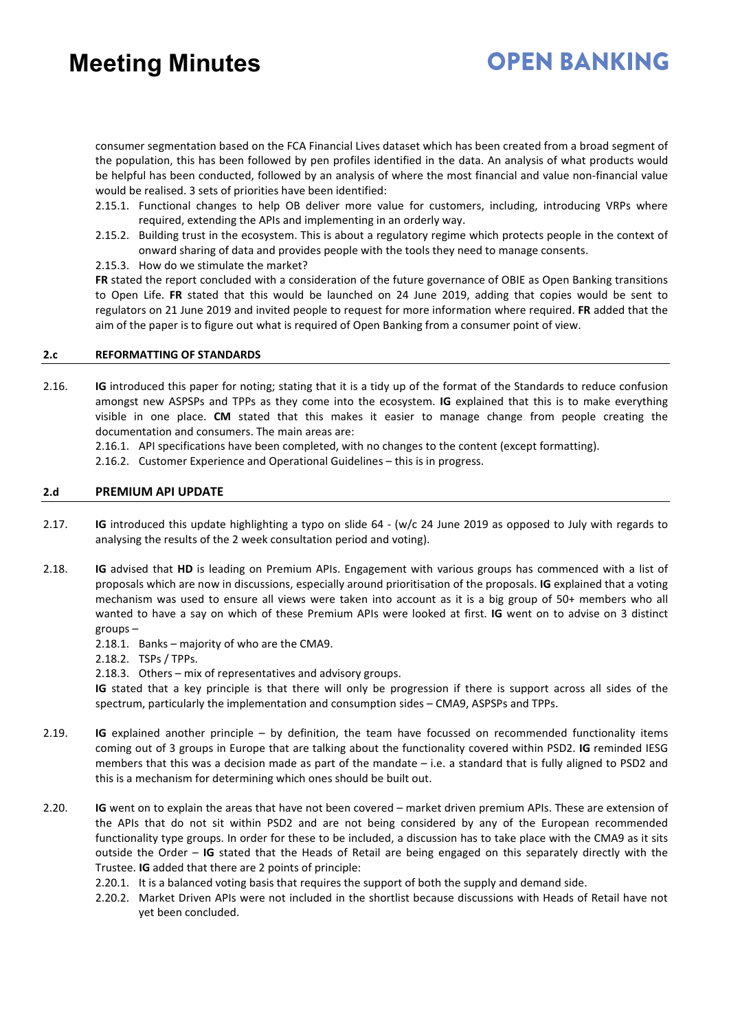consumer segmentation based on the FCA Financial Lives dataset which has been created from a broad segment of the population, this has been followed by pen profiles identified in the data. An analysis of what products would be helpful has been conducted, followed by an analysis of where the most financial and value non-financial value would be realised. 3 sets of priorities have been identified:

2.15.1. Functional changes to help OB deliver more value for customers, including, introducing VRPs where required, extending the APIs and implementing in an orderly way.

2.15.2. Building trust in the ecosystem. This is about a regulatory regime which protects people in the context of onward sharing of data and provides people with the tools they need to manage consents.

2.15.3. How do we stimulate the market?

**FR** stated the report concluded with a consideration of the future governance of OBIE as Open Banking transitions to Open Life. **FR** stated that this would be launched on 24 June 2019, adding that copies would be sent to regulators on 21 June 2019 and invited people to request for more information where required. **FR** added that the aim of the paper is to figure out what is required of Open Banking from a consumer point of view.

## 2.c REFORMATTING OF STANDARDS

2.16. **IG** introduced this paper for noting; stating that it is a tidy up of the format of the Standards to reduce confusion amongst new ASPSPs and TPPs as they come into the ecosystem. **IG** explained that this is to make everything visible in one place. **CM** stated that this makes it easier to manage change from people creating the documentation and consumers. The main areas are:

2.16.1. API specifications have been completed, with no changes to the content (except formatting).

2.16.2. Customer Experience and Operational Guidelines – this is in progress.

## 2.d PREMIUM API UPDATE

2.17. **IG** introduced this update highlighting a typo on slide 64 - (w/c 24 June 2019 as opposed to July with regards to analysing the results of the 2 week consultation period and voting).

2.18. **IG** advised that **HD** is leading on Premium APIs. Engagement with various groups has commenced with a list of proposals which are now in discussions, especially around prioritisation of the proposals. **IG** explained that a voting mechanism was used to ensure all views were taken into account as it is a big group of 50+ members who all wanted to have a say on which of these Premium APIs were looked at first. **IG** went on to advise on 3 distinct groups –

2.18.1. Banks – majority of who are the CMA9.

2.18.2. TSPs / TPPs.

2.18.3. Others – mix of representatives and advisory groups.

**IG** stated that a key principle is that there will only be progression if there is support across all sides of the spectrum, particularly the implementation and consumption sides – CMA9, ASPSPs and TPPs.

2.19. **IG** explained another principle – by definition, the team have focussed on recommended functionality items coming out of 3 groups in Europe that are talking about the functionality covered within PSD2. **IG** reminded IESG members that this was a decision made as part of the mandate – i.e. a standard that is fully aligned to PSD2 and this is a mechanism for determining which ones should be built out.

2.20. **IG** went on to explain the areas that have not been covered – market driven premium APIs. These are extension of the APIs that do not sit within PSD2 and are not being considered by any of the European recommended functionality type groups. In order for these to be included, a discussion has to take place with the CMA9 as it sits outside the Order – **IG** stated that the Heads of Retail are being engaged on this separately directly with the Trustee. **IG** added that there are 2 points of principle:

2.20.1. It is a balanced voting basis that requires the support of both the supply and demand side.

2.20.2. Market Driven APIs were not included in the shortlist because discussions with Heads of Retail have not yet been concluded.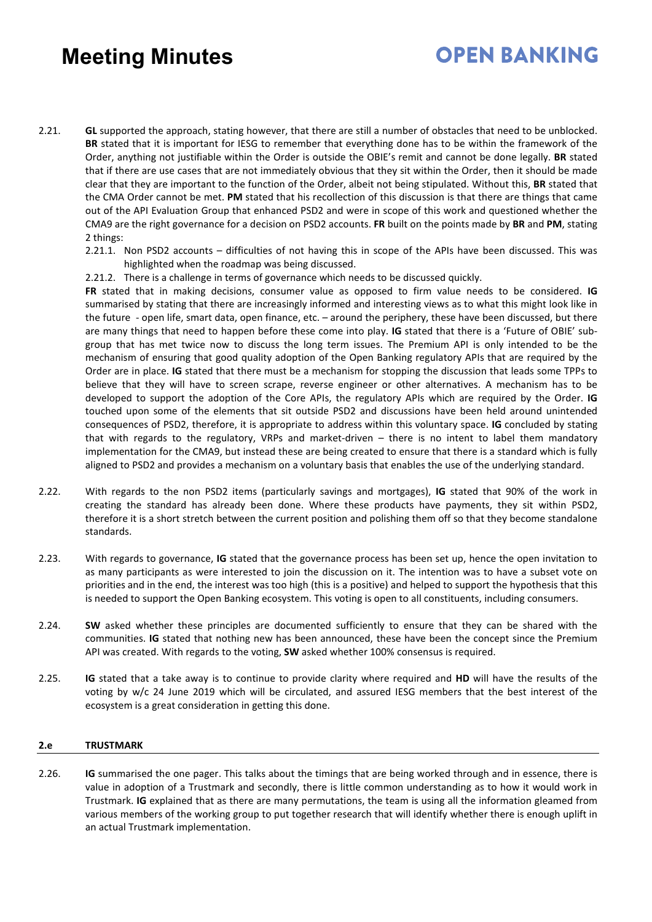2.21. **GL** supported the approach, stating however, that there are still a number of obstacles that need to be unblocked. **BR** stated that it is important for IESG to remember that everything done has to be within the framework of the Order, anything not justifiable within the Order is outside the OBIE's remit and cannot be done legally. **BR** stated that if there are use cases that are not immediately obvious that they sit within the Order, then it should be made clear that they are important to the function of the Order, albeit not being stipulated. Without this, **BR** stated that the CMA Order cannot be met. **PM** stated that his recollection of this discussion is that there are things that came out of the API Evaluation Group that enhanced PSD2 and were in scope of this work and questioned whether the CMA9 are the right governance for a decision on PSD2 accounts. **FR** built on the points made by **BR** and **PM**, stating 2 things:

- 2.21.1. Non PSD2 accounts – difficulties of not having this in scope of the APIs have been discussed. This was highlighted when the roadmap was being discussed.
- 2.21.2. There is a challenge in terms of governance which needs to be discussed quickly.

**FR** stated that in making decisions, consumer value as opposed to firm value needs to be considered. **IG** summarised by stating that there are increasingly informed and interesting views as to what this might look like in the future - open life, smart data, open finance, etc. – around the periphery, these have been discussed, but there are many things that need to happen before these come into play. **IG** stated that there is a 'Future of OBIE' sub-group that has met twice now to discuss the long term issues. The Premium API is only intended to be the mechanism of ensuring that good quality adoption of the Open Banking regulatory APIs that are required by the Order are in place. **IG** stated that there must be a mechanism for stopping the discussion that leads some TPPs to believe that they will have to screen scrape, reverse engineer or other alternatives. A mechanism has to be developed to support the adoption of the Core APIs, the regulatory APIs which are required by the Order. **IG** touched upon some of the elements that sit outside PSD2 and discussions have been held around unintended consequences of PSD2, therefore, it is appropriate to address within this voluntary space. **IG** concluded by stating that with regards to the regulatory, VRPs and market-driven – there is no intent to label them mandatory implementation for the CMA9, but instead these are being created to ensure that there is a standard which is fully aligned to PSD2 and provides a mechanism on a voluntary basis that enables the use of the underlying standard.

2.22. With regards to the non PSD2 items (particularly savings and mortgages), **IG** stated that 90% of the work in creating the standard has already been done. Where these products have payments, they sit within PSD2, therefore it is a short stretch between the current position and polishing them off so that they become standalone standards.

2.23. With regards to governance, **IG** stated that the governance process has been set up, hence the open invitation to as many participants as were interested to join the discussion on it. The intention was to have a subset vote on priorities and in the end, the interest was too high (this is a positive) and helped to support the hypothesis that this is needed to support the Open Banking ecosystem. This voting is open to all constituents, including consumers.

2.24. **SW** asked whether these principles are documented sufficiently to ensure that they can be shared with the communities. **IG** stated that nothing new has been announced, these have been the concept since the Premium API was created. With regards to the voting, **SW** asked whether 100% consensus is required.

2.25. **IG** stated that a take away is to continue to provide clarity where required and **HD** will have the results of the voting by w/c 24 June 2019 which will be circulated, and assured IESG members that the best interest of the ecosystem is a great consideration in getting this done.

## 2.e TRUSTMARK

2.26. **IG** summarised the one pager. This talks about the timings that are being worked through and in essence, there is value in adoption of a Trustmark and secondly, there is little common understanding as to how it would work in Trustmark. **IG** explained that as there are many permutations, the team is using all the information gleamed from various members of the working group to put together research that will identify whether there is enough uplift in an actual Trustmark implementation.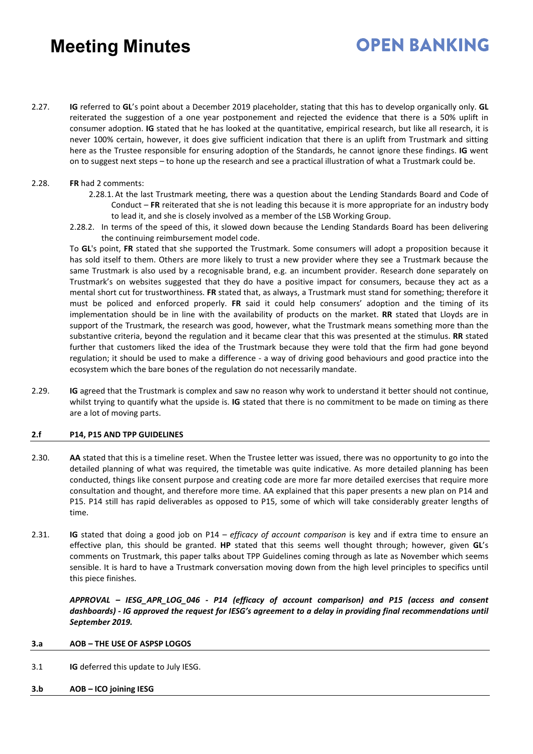2.27. **IG** referred to **GL**'s point about a December 2019 placeholder, stating that this has to develop organically only. **GL** reiterated the suggestion of a one year postponement and rejected the evidence that there is a 50% uplift in consumer adoption. **IG** stated that he has looked at the quantitative, empirical research, but like all research, it is never 100% certain, however, it does give sufficient indication that there is an uplift from Trustmark and sitting here as the Trustee responsible for ensuring adoption of the Standards, he cannot ignore these findings. **IG** went on to suggest next steps – to hone up the research and see a practical illustration of what a Trustmark could be.

2.28. **FR** had 2 comments:

2.28.1. At the last Trustmark meeting, there was a question about the Lending Standards Board and Code of Conduct – **FR** reiterated that she is not leading this because it is more appropriate for an industry body to lead it, and she is closely involved as a member of the LSB Working Group.

2.28.2. In terms of the speed of this, it slowed down because the Lending Standards Board has been delivering the continuing reimbursement model code.

To **GL**'s point, **FR** stated that she supported the Trustmark. Some consumers will adopt a proposition because it has sold itself to them. Others are more likely to trust a new provider where they see a Trustmark because the same Trustmark is also used by a recognisable brand, e.g. an incumbent provider. Research done separately on Trustmark's on websites suggested that they do have a positive impact for consumers, because they act as a mental short cut for trustworthiness. **FR** stated that, as always, a Trustmark must stand for something; therefore it must be policed and enforced properly. **FR** said it could help consumers' adoption and the timing of its implementation should be in line with the availability of products on the market. **RR** stated that Lloyds are in support of the Trustmark, the research was good, however, what the Trustmark means something more than the substantive criteria, beyond the regulation and it became clear that this was presented at the stimulus. **RR** stated further that customers liked the idea of the Trustmark because they were told that the firm had gone beyond regulation; it should be used to make a difference - a way of driving good behaviours and good practice into the ecosystem which the bare bones of the regulation do not necessarily mandate.

2.29. **IG** agreed that the Trustmark is complex and saw no reason why work to understand it better should not continue, whilst trying to quantify what the upside is. **IG** stated that there is no commitment to be made on timing as there are a lot of moving parts.

## 2.f P14, P15 AND TPP GUIDELINES

2.30. **AA** stated that this is a timeline reset. When the Trustee letter was issued, there was no opportunity to go into the detailed planning of what was required, the timetable was quite indicative. As more detailed planning has been conducted, things like consent purpose and creating code are more far more detailed exercises that require more consultation and thought, and therefore more time. AA explained that this paper presents a new plan on P14 and P15. P14 still has rapid deliverables as opposed to P15, some of which will take considerably greater lengths of time.

2.31. **IG** stated that doing a good job on P14 – *efficacy of account comparison* is key and if extra time to ensure an effective plan, this should be granted. **HP** stated that this seems well thought through; however, given **GL**'s comments on Trustmark, this paper talks about TPP Guidelines coming through as late as November which seems sensible. It is hard to have a Trustmark conversation moving down from the high level principles to specifics until this piece finishes.

***APPROVAL – IESG_APR_LOG_046 - P14 (efficacy of account comparison) and P15 (access and consent dashboards) - IG approved the request for IESG's agreement to a delay in providing final recommendations until September 2019.***

## 3.a AOB – THE USE OF ASPSP LOGOS

3.1 **IG** deferred this update to July IESG.

## 3.b AOB – ICO joining IESG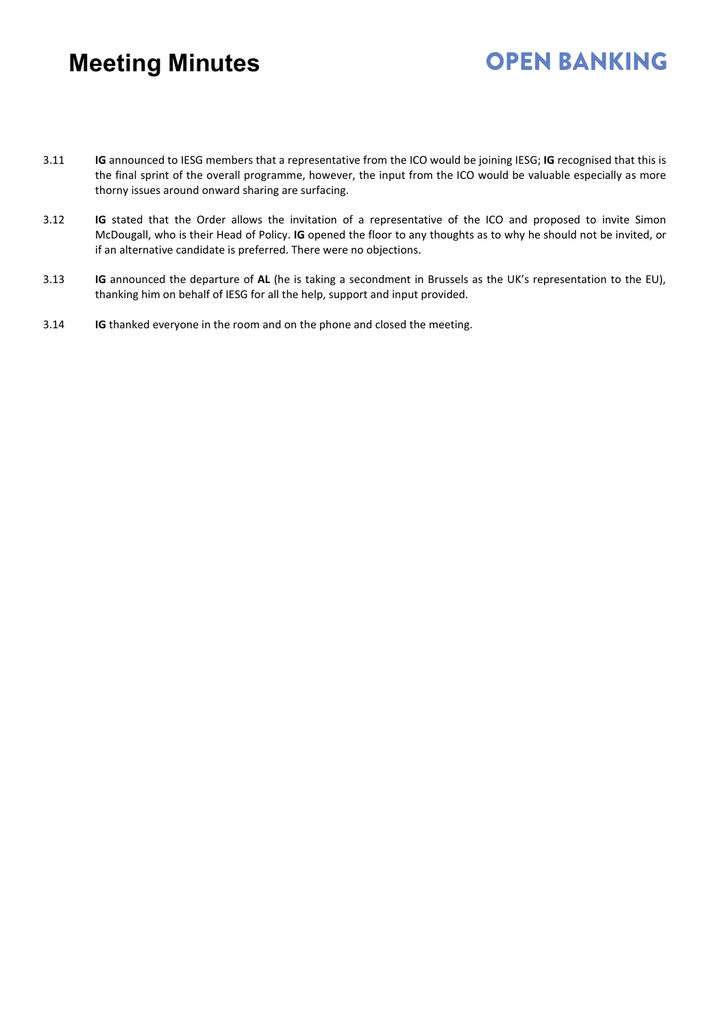3.11 **IG** announced to IESG members that a representative from the ICO would be joining IESG; **IG** recognised that this is the final sprint of the overall programme, however, the input from the ICO would be valuable especially as more thorny issues around onward sharing are surfacing.

3.12 **IG** stated that the Order allows the invitation of a representative of the ICO and proposed to invite Simon McDougall, who is their Head of Policy. **IG** opened the floor to any thoughts as to why he should not be invited, or if an alternative candidate is preferred. There were no objections.

3.13 **IG** announced the departure of **AL** (he is taking a secondment in Brussels as the UK's representation to the EU), thanking him on behalf of IESG for all the help, support and input provided.

3.14 **IG** thanked everyone in the room and on the phone and closed the meeting.